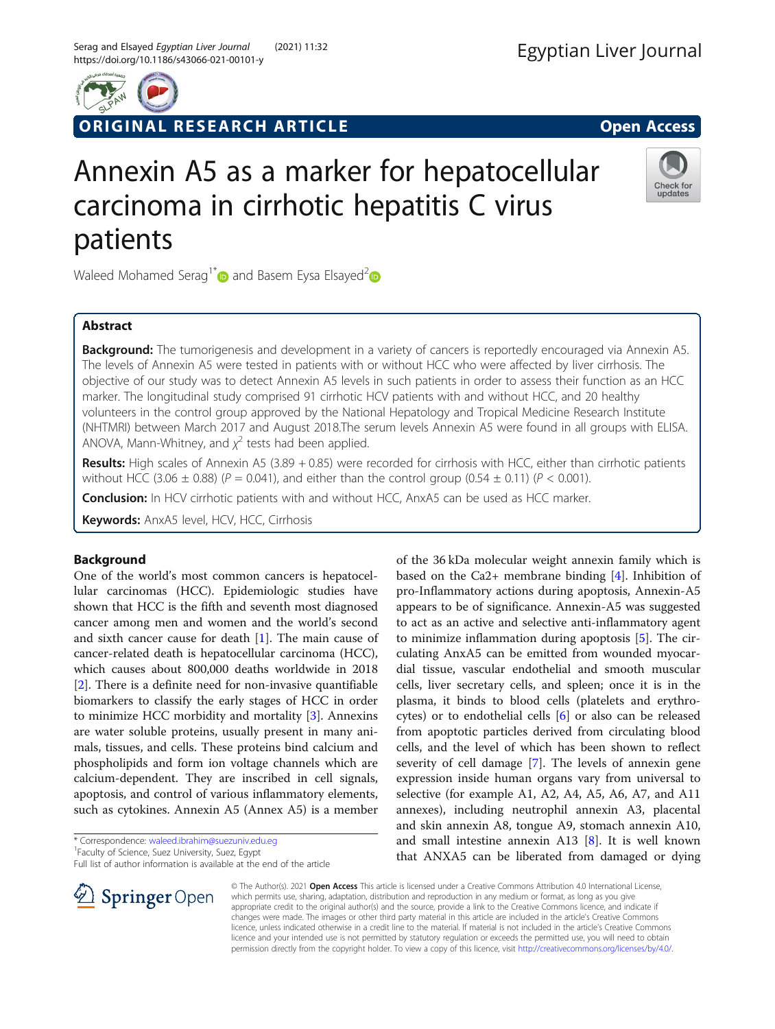ORIGINAL RESEARCH ARTICLE

Open Access

# Annexin A5 as a marker for hepatocellular carcinoma in cirrhotic hepatitis C virus patients

Waleed Mohamed Serag[1*] and Basem Eysa Elsayed[2]

## Abstract

**Background:** The tumorigenesis and development in a variety of cancers is reportedly encouraged via Annexin A5. The levels of Annexin A5 were tested in patients with or without HCC who were affected by liver cirrhosis. The objective of our study was to detect Annexin A5 levels in such patients in order to assess their function as an HCC marker. The longitudinal study comprised 91 cirrhotic HCV patients with and without HCC, and 20 healthy volunteers in the control group approved by the National Hepatology and Tropical Medicine Research Institute (NHTMRI) between March 2017 and August 2018.The serum levels Annexin A5 were found in all groups with ELISA. ANOVA, Mann-Whitney, and $\chi^2$ tests had been applied.

**Results:** High scales of Annexin A5 (3.89 + 0.85) were recorded for cirrhosis with HCC, either than cirrhotic patients without HCC (3.06 ± 0.88) ($P = 0.041$), and either than the control group (0.54 ± 0.11) ($P < 0.001$).

**Conclusion:** In HCV cirrhotic patients with and without HCC, AnxA5 can be used as HCC marker.

**Keywords:** AnxA5 level, HCV, HCC, Cirrhosis

## Background

One of the world's most common cancers is hepatocellular carcinomas (HCC). Epidemiologic studies have shown that HCC is the fifth and seventh most diagnosed cancer among men and women and the world's second and sixth cancer cause for death [1]. The main cause of cancer-related death is hepatocellular carcinoma (HCC), which causes about 800,000 deaths worldwide in 2018 [2]. There is a definite need for non-invasive quantifiable biomarkers to classify the early stages of HCC in order to minimize HCC morbidity and mortality [3]. Annexins are water soluble proteins, usually present in many animals, tissues, and cells. These proteins bind calcium and phospholipids and form ion voltage channels which are calcium-dependent. They are inscribed in cell signals, apoptosis, and control of various inflammatory elements, such as cytokines. Annexin A5 (Annex A5) is a member of the 36 kDa molecular weight annexin family which is based on the Ca2+ membrane binding [4]. Inhibition of pro-Inflammatory actions during apoptosis, Annexin-A5 appears to be of significance. Annexin-A5 was suggested to act as an active and selective anti-inflammatory agent to minimize inflammation during apoptosis [5]. The circulating AnxA5 can be emitted from wounded myocardial tissue, vascular endothelial and smooth muscular cells, liver secretary cells, and spleen; once it is in the plasma, it binds to blood cells (platelets and erythrocytes) or to endothelial cells [6] or also can be released from apoptotic particles derived from circulating blood cells, and the level of which has been shown to reflect severity of cell damage [7]. The levels of annexin gene expression inside human organs vary from universal to selective (for example A1, A2, A4, A5, A6, A7, and A11 annexes), including neutrophil annexin A3, placental and skin annexin A8, tongue A9, stomach annexin A10, and small intestine annexin A13 [8]. It is well known that ANXA5 can be liberated from damaged or dying

\* Correspondence: waleed.ibrahim@suezuniv.edu.eg
[1]Faculty of Science, Suez University, Suez, Egypt
Full list of author information is available at the end of the article

© The Author(s). 2021 **Open Access** This article is licensed under a Creative Commons Attribution 4.0 International License, which permits use, sharing, adaptation, distribution and reproduction in any medium or format, as long as you give appropriate credit to the original author(s) and the source, provide a link to the Creative Commons licence, and indicate if changes were made. The images or other third party material in this article are included in the article's Creative Commons licence, unless indicated otherwise in a credit line to the material. If material is not included in the article's Creative Commons licence and your intended use is not permitted by statutory regulation or exceeds the permitted use, you will need to obtain permission directly from the copyright holder. To view a copy of this licence, visit http://creativecommons.org/licenses/by/4.0/.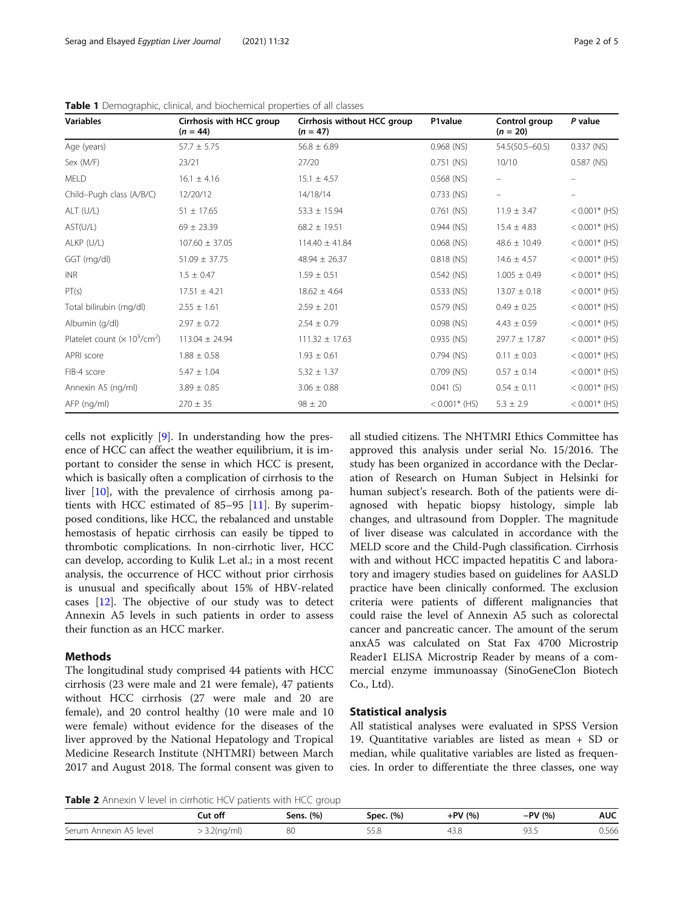**Table 1** Demographic, clinical, and biochemical properties of all classes

| Variables | Cirrhosis with HCC group ($n$ = 44) | Cirrhosis without HCC group ($n$ = 47) | P1value | Control group ($n$ = 20) | P value |
|---|---|---|---|---|---|
| Age (years) | 57.7 ± 5.75 | 56.8 ± 6.89 | 0.968 (NS) | 54.5(50.5–60.5) | 0.337 (NS) |
| Sex (M/F) | 23/21 | 27/20 | 0.751 (NS) | 10/10 | 0.587 (NS) |
| MELD | 16.1 ± 4.16 | 15.1 ± 4.57 | 0.568 (NS) | – | – |
| Child–Pugh class (A/B/C) | 12/20/12 | 14/18/14 | 0.733 (NS) | – | – |
| ALT (U/L) | 51 ± 17.65 | 53.3 ± 15.94 | 0.761 (NS) | 11.9 ± 3.47 | < 0.001* (HS) |
| AST(U/L) | 69 ± 23.39 | 68.2 ± 19.51 | 0.944 (NS) | 15.4 ± 4.83 | < 0.001* (HS) |
| ALKP (U/L) | 107.60 ± 37.05 | 114.40 ± 41.84 | 0.068 (NS) | 48.6 ± 10.49 | < 0.001* (HS) |
| GGT (mg/dl) | 51.09 ± 37.75 | 48.94 ± 26.37 | 0.818 (NS) | 14.6 ± 4.57 | < 0.001* (HS) |
| INR | 1.5 ± 0.47 | 1.59 ± 0.51 | 0.542 (NS) | 1.005 ± 0.49 | < 0.001* (HS) |
| PT(s) | 17.51 ± 4.21 | 18.62 ± 4.64 | 0.533 (NS) | 13.07 ± 0.18 | < 0.001* (HS) |
| Total bilirubin (mg/dl) | 2.55 ± 1.61 | 2.59 ± 2.01 | 0.579 (NS) | 0.49 ± 0.25 | < 0.001* (HS) |
| Albumin (g/dl) | 2.97 ± 0.72 | 2.54 ± 0.79 | 0.098 (NS) | 4.43 ± 0.59 | < 0.001* (HS) |
| Platelet count ($\times 10^3$/cm$^2$) | 113.04 ± 24.94 | 111.32 ± 17.63 | 0.935 (NS) | 297.7 ± 17.87 | < 0.001* (HS) |
| APRI score | 1.88 ± 0.58 | 1.93 ± 0.61 | 0.794 (NS) | 0.11 ± 0.03 | < 0.001* (HS) |
| FIB-4 score | 5.47 ± 1.04 | 5.32 ± 1.37 | 0.709 (NS) | 0.57 ± 0.14 | < 0.001* (HS) |
| Annexin A5 (ng/ml) | 3.89 ± 0.85 | 3.06 ± 0.88 | 0.041 (S) | 0.54 ± 0.11 | < 0.001* (HS) |
| AFP (ng/ml) | 270 ± 35 | 98 ± 20 | < 0.001* (HS) | 5.3 ± 2.9 | < 0.001* (HS) |

cells not explicitly [9]. In understanding how the presence of HCC can affect the weather equilibrium, it is important to consider the sense in which HCC is present, which is basically often a complication of cirrhosis to the liver [10], with the prevalence of cirrhosis among patients with HCC estimated of 85–95 [11]. By superimposed conditions, like HCC, the rebalanced and unstable hemostasis of hepatic cirrhosis can easily be tipped to thrombotic complications. In non-cirrhotic liver, HCC can develop, according to Kulik L.et al.; in a most recent analysis, the occurrence of HCC without prior cirrhosis is unusual and specifically about 15% of HBV-related cases [12]. The objective of our study was to detect Annexin A5 levels in such patients in order to assess their function as an HCC marker.

## Methods

The longitudinal study comprised 44 patients with HCC cirrhosis (23 were male and 21 were female), 47 patients without HCC cirrhosis (27 were male and 20 are female), and 20 control healthy (10 were male and 10 were female) without evidence for the diseases of the liver approved by the National Hepatology and Tropical Medicine Research Institute (NHTMRI) between March 2017 and August 2018. The formal consent was given to all studied citizens. The NHTMRI Ethics Committee has approved this analysis under serial No. 15/2016. The study has been organized in accordance with the Declaration of Research on Human Subject in Helsinki for human subject's research. Both of the patients were diagnosed with hepatic biopsy histology, simple lab changes, and ultrasound from Doppler. The magnitude of liver disease was calculated in accordance with the MELD score and the Child-Pugh classification. Cirrhosis with and without HCC impacted hepatitis C and laboratory and imagery studies based on guidelines for AASLD practice have been clinically conformed. The exclusion criteria were patients of different malignancies that could raise the level of Annexin A5 such as colorectal cancer and pancreatic cancer. The amount of the serum anxA5 was calculated on Stat Fax 4700 Microstrip Reader1 ELISA Microstrip Reader by means of a commercial enzyme immunoassay (SinoGeneClon Biotech Co., Ltd).

## Statistical analysis

All statistical analyses were evaluated in SPSS Version 19. Quantitative variables are listed as mean + SD or median, while qualitative variables are listed as frequencies. In order to differentiate the three classes, one way

**Table 2** Annexin V level in cirrhotic HCV patients with HCC group

| | Cut off | Sens. (%) | Spec. (%) | +PV (%) | −PV (%) | AUC |
|---|---|---|---|---|---|---|
| Serum Annexin A5 level | > 3.2(ng/ml) | 80 | 55.8 | 43.8 | 93.5 | 0.566 |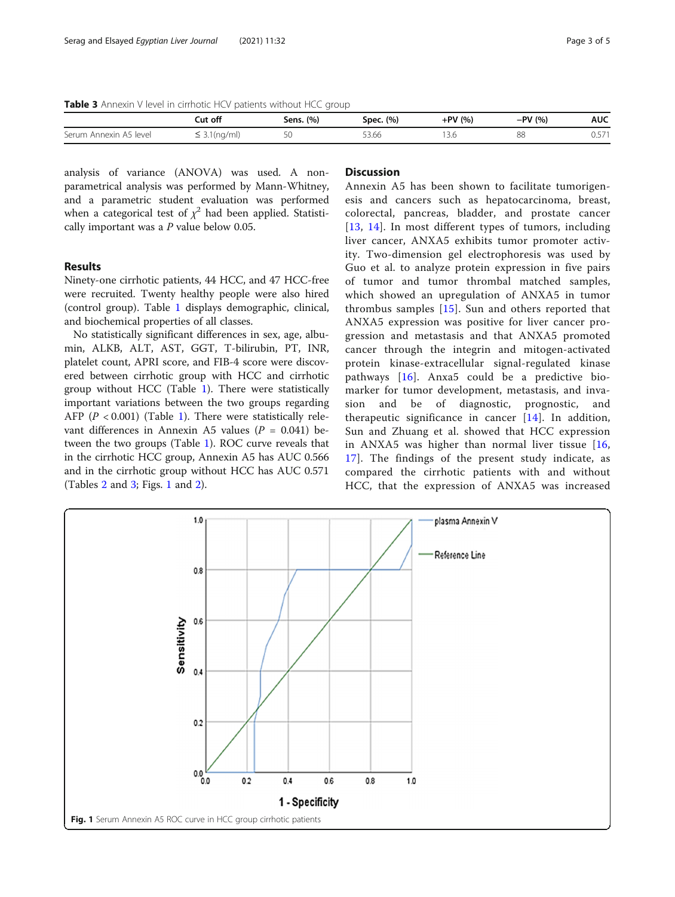**Table 3** Annexin V level in cirrhotic HCV patients without HCC group

| | Cut off | Sens. (%) | Spec. (%) | +PV (%) | −PV (%) | AUC |
|---|---|---|---|---|---|---|
| Serum Annexin A5 level | ≤ 3.1(ng/ml) | 50 | 53.66 | 13.6 | 88 | 0.571 |

analysis of variance (ANOVA) was used. A non-parametrical analysis was performed by Mann-Whitney, and a parametric student evaluation was performed when a categorical test of $\chi^2$ had been applied. Statistically important was a $P$ value below 0.05.

## Results

Ninety-one cirrhotic patients, 44 HCC, and 47 HCC-free were recruited. Twenty healthy people were also hired (control group). Table 1 displays demographic, clinical, and biochemical properties of all classes.

No statistically significant differences in sex, age, albumin, ALKB, ALT, AST, GGT, T-bilirubin, PT, INR, platelet count, APRI score, and FIB-4 score were discovered between cirrhotic group with HCC and cirrhotic group without HCC (Table 1). There were statistically important variations between the two groups regarding AFP ($P < 0.001$) (Table 1). There were statistically relevant differences in Annexin A5 values ($P = 0.041$) between the two groups (Table 1). ROC curve reveals that in the cirrhotic HCC group, Annexin A5 has AUC 0.566 and in the cirrhotic group without HCC has AUC 0.571 (Tables 2 and 3; Figs. 1 and 2).

## Discussion

Annexin A5 has been shown to facilitate tumorigenesis and cancers such as hepatocarcinoma, breast, colorectal, pancreas, bladder, and prostate cancer [13, 14]. In most different types of tumors, including liver cancer, ANXA5 exhibits tumor promoter activity. Two-dimension gel electrophoresis was used by Guo et al. to analyze protein expression in five pairs of tumor and tumor thrombal matched samples, which showed an upregulation of ANXA5 in tumor thrombus samples [15]. Sun and others reported that ANXA5 expression was positive for liver cancer progression and metastasis and that ANXA5 promoted cancer through the integrin and mitogen-activated protein kinase-extracellular signal-regulated kinase pathways [16]. Anxa5 could be a predictive biomarker for tumor development, metastasis, and invasion and be of diagnostic, prognostic, and therapeutic significance in cancer [14]. In addition, Sun and Zhuang et al. showed that HCC expression in ANXA5 was higher than normal liver tissue [16, 17]. The findings of the present study indicate, as compared the cirrhotic patients with and without HCC, that the expression of ANXA5 was increased

**Fig. 1** Serum Annexin A5 ROC curve in HCC group cirrhotic patients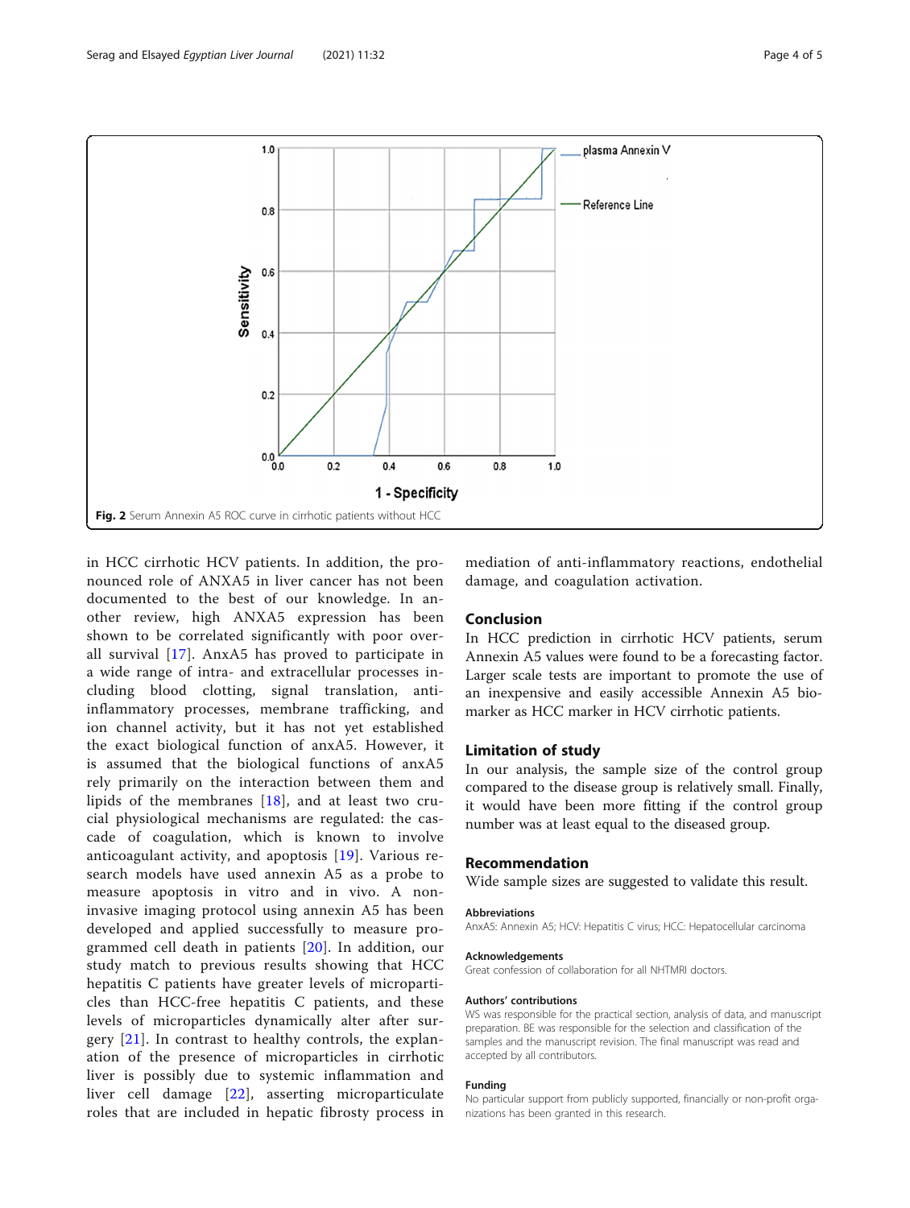Fig. 2 Serum Annexin A5 ROC curve in cirrhotic patients without HCC

in HCC cirrhotic HCV patients. In addition, the pronounced role of ANXA5 in liver cancer has not been documented to the best of our knowledge. In another review, high ANXA5 expression has been shown to be correlated significantly with poor overall survival [17]. AnxA5 has proved to participate in a wide range of intra- and extracellular processes including blood clotting, signal translation, anti-inflammatory processes, membrane trafficking, and ion channel activity, but it has not yet established the exact biological function of anxA5. However, it is assumed that the biological functions of anxA5 rely primarily on the interaction between them and lipids of the membranes [18], and at least two crucial physiological mechanisms are regulated: the cascade of coagulation, which is known to involve anticoagulant activity, and apoptosis [19]. Various research models have used annexin A5 as a probe to measure apoptosis in vitro and in vivo. A noninvasive imaging protocol using annexin A5 has been developed and applied successfully to measure programmed cell death in patients [20]. In addition, our study match to previous results showing that HCC hepatitis C patients have greater levels of microparticles than HCC-free hepatitis C patients, and these levels of microparticles dynamically alter after surgery [21]. In contrast to healthy controls, the explanation of the presence of microparticles in cirrhotic liver is possibly due to systemic inflammation and liver cell damage [22], asserting microparticulate roles that are included in hepatic fibrosty process in mediation of anti-inflammatory reactions, endothelial damage, and coagulation activation.

## Conclusion

In HCC prediction in cirrhotic HCV patients, serum Annexin A5 values were found to be a forecasting factor. Larger scale tests are important to promote the use of an inexpensive and easily accessible Annexin A5 biomarker as HCC marker in HCV cirrhotic patients.

## Limitation of study

In our analysis, the sample size of the control group compared to the disease group is relatively small. Finally, it would have been more fitting if the control group number was at least equal to the diseased group.

## Recommendation

Wide sample sizes are suggested to validate this result.

### Abbreviations

AnxA5: Annexin A5; HCV: Hepatitis C virus; HCC: Hepatocellular carcinoma

### Acknowledgements

Great confession of collaboration for all NHTMRI doctors.

### Authors' contributions

WS was responsible for the practical section, analysis of data, and manuscript preparation. BE was responsible for the selection and classification of the samples and the manuscript revision. The final manuscript was read and accepted by all contributors.

### Funding

No particular support from publicly supported, financially or non-profit organizations has been granted in this research.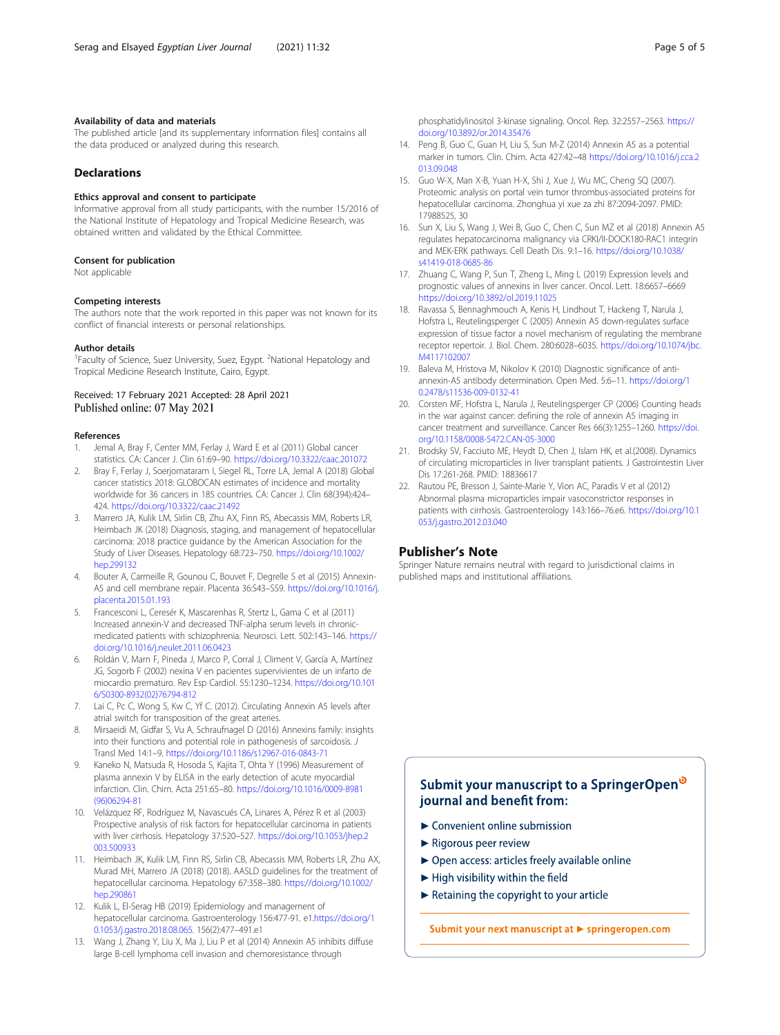### Availability of data and materials

The published article [and its supplementary information files] contains all the data produced or analyzed during this research.

## Declarations

### Ethics approval and consent to participate

Informative approval from all study participants, with the number 15/2016 of the National Institute of Hepatology and Tropical Medicine Research, was obtained written and validated by the Ethical Committee.

### Consent for publication

Not applicable

### Competing interests

The authors note that the work reported in this paper was not known for its conflict of financial interests or personal relationships.

### Author details

[1]Faculty of Science, Suez University, Suez, Egypt. [2]National Hepatology and Tropical Medicine Research Institute, Cairo, Egypt.

Received: 17 February 2021 Accepted: 28 April 2021
Published online: 07 May 2021

### References

1. Jemal A, Bray F, Center MM, Ferlay J, Ward E et al (2011) Global cancer statistics. CA: Cancer J. Clin 61:69–90. https://doi.org/10.3322/caac.201072
2. Bray F, Ferlay J, Soerjomataram I, Siegel RL, Torre LA, Jemal A (2018) Global cancer statistics 2018: GLOBOCAN estimates of incidence and mortality worldwide for 36 cancers in 185 countries. CA: Cancer J. Clin 68(394):424–424. https://doi.org/10.3322/caac.21492
3. Marrero JA, Kulik LM, Sirlin CB, Zhu AX, Finn RS, Abecassis MM, Roberts LR, Heimbach JK (2018) Diagnosis, staging, and management of hepatocellular carcinoma: 2018 practice guidance by the American Association for the Study of Liver Diseases. Hepatology 68:723–750. https://doi.org/10.1002/hep.299132
4. Bouter A, Carmeille R, Gounou C, Bouvet F, Degrelle S et al (2015) Annexin-A5 and cell membrane repair. Placenta 36:S43–S59. https://doi.org/10.1016/j.placenta.2015.01.193
5. Francesconi L, Cerésér K, Mascarenhas R, Stertz L, Gama C et al (2011) Increased annexin-V and decreased TNF-alpha serum levels in chronic-medicated patients with schizophrenia. Neurosci. Lett. 502:143–146. https://doi.org/10.1016/j.neulet.2011.06.0423
6. Roldán V, Marn F, Pineda J, Marco P, Corral J, Climent V, García A, Martínez JG, Sogorb F (2002) nexina V en pacientes supervivientes de un infarto de miocardio prematuro. Rev Esp Cardiol. 55:1230–1234. https://doi.org/10.1016/S0300-8932(02)76794-812
7. Lai C, Pc C, Wong S, Kw C, Yf C. (2012). Circulating Annexin A5 levels after atrial switch for transposition of the great arteries.
8. Mirsaeidi M, Gidfar S, Vu A, Schraufnagel D (2016) Annexins family: insights into their functions and potential role in pathogenesis of sarcoidosis. J Transl Med 14:1–9. https://doi.org/10.1186/s12967-016-0843-71
9. Kaneko N, Matsuda R, Hosoda S, Kajita T, Ohta Y (1996) Measurement of plasma annexin V by ELISA in the early detection of acute myocardial infarction. Clin. Chim. Acta 251:65–80. https://doi.org/10.1016/0009-8981(96)06294-81
10. Velázquez RF, Rodríguez M, Navascués CA, Linares A, Pérez R et al (2003) Prospective analysis of risk factors for hepatocellular carcinoma in patients with liver cirrhosis. Hepatology 37:520–527. https://doi.org/10.1053/jhep.2003.500933
11. Heimbach JK, Kulik LM, Finn RS, Sirlin CB, Abecassis MM, Roberts LR, Zhu AX, Murad MH, Marrero JA (2018) (2018). AASLD guidelines for the treatment of hepatocellular carcinoma. Hepatology 67:358–380. https://doi.org/10.1002/hep.290861
12. Kulik L, El-Serag HB (2019) Epidemiology and management of hepatocellular carcinoma. Gastroenterology 156:477-91. e1.https://doi.org/10.1053/j.gastro.2018.08.065. 156(2):477–491.e1
13. Wang J, Zhang Y, Liu X, Ma J, Liu P et al (2014) Annexin A5 inhibits diffuse large B-cell lymphoma cell invasion and chemoresistance through phosphatidylinositol 3-kinase signaling. Oncol. Rep. 32:2557–2563. https://doi.org/10.3892/or.2014.35476
14. Peng B, Guo C, Guan H, Liu S, Sun M-Z (2014) Annexin A5 as a potential marker in tumors. Clin. Chim. Acta 427:42–48 https://doi.org/10.1016/j.cca.2013.09.048
15. Guo W-X, Man X-B, Yuan H-X, Shi J, Xue J, Wu MC, Cheng SQ (2007). Proteomic analysis on portal vein tumor thrombus-associated proteins for hepatocellular carcinoma. Zhonghua yi xue za zhi 87:2094-2097. PMID: 17988525, 30
16. Sun X, Liu S, Wang J, Wei B, Guo C, Chen C, Sun MZ et al (2018) Annexin A5 regulates hepatocarcinoma malignancy via CRKI/II-DOCK180-RAC1 integrin and MEK-ERK pathways. Cell Death Dis. 9:1–16. https://doi.org/10.1038/s41419-018-0685-86
17. Zhuang C, Wang P, Sun T, Zheng L, Ming L (2019) Expression levels and prognostic values of annexins in liver cancer. Oncol. Lett. 18:6657–6669 https://doi.org/10.3892/ol.2019.11025
18. Ravassa S, Bennaghmouch A, Kenis H, Lindhout T, Hackeng T, Narula J, Hofstra L, Reutelingsperger C (2005) Annexin A5 down-regulates surface expression of tissue factor a novel mechanism of regulating the membrane receptor repertoir. J. Biol. Chem. 280:6028–6035. https://doi.org/10.1074/jbc.M4117102007
19. Baleva M, Hristova M, Nikolov K (2010) Diagnostic significance of anti-annexin-A5 antibody determination. Open Med. 5:6–11. https://doi.org/10.2478/s11536-009-0132-41
20. Corsten MF, Hofstra L, Narula J, Reutelingsperger CP (2006) Counting heads in the war against cancer: defining the role of annexin A5 imaging in cancer treatment and surveillance. Cancer Res 66(3):1255–1260. https://doi.org/10.1158/0008-5472.CAN-05-3000
21. Brodsky SV, Facciuto ME, Heydt D, Chen J, Islam HK, et al.(2008). Dynamics of circulating microparticles in liver transplant patients. J Gastrointestin Liver Dis 17:261-268. PMID: 18836617
22. Rautou PE, Bresson J, Sainte-Marie Y, Vion AC, Paradis V et al (2012) Abnormal plasma microparticles impair vasoconstrictor responses in patients with cirrhosis. Gastroenterology 143:166–76.e6. https://doi.org/10.1053/j.gastro.2012.03.040

## Publisher's Note

Springer Nature remains neutral with regard to jurisdictional claims in published maps and institutional affiliations.